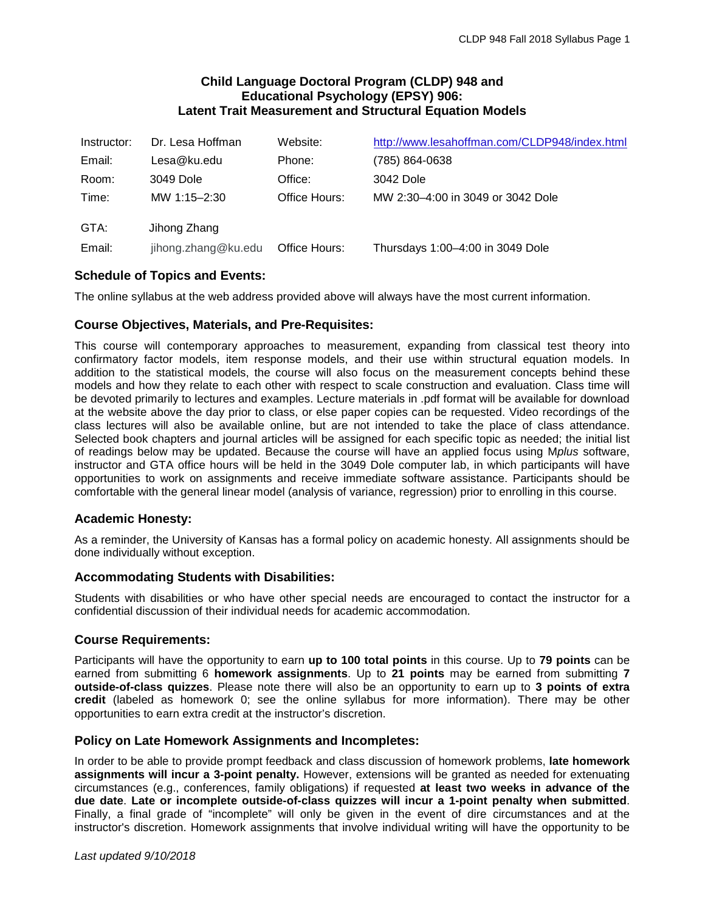# Child Language Doctoral Program (CLDP) 948 and Educational Psychology (EPSY) 906: Latent Trait Measurement and Structural Equation Models

| Instructor: | Dr. Lesa Hoffman | Website: | http://www.lesahoffman.com/CLDP948/index.html |
|---|---|---|---|
| Email: | Lesa@ku.edu | Phone: | (785) 864-0638 |
| Room: | 3049 Dole | Office: | 3042 Dole |
| Time: | MW 1:15–2:30 | Office Hours: | MW 2:30–4:00 in 3049 or 3042 Dole |
| GTA: | Jihong Zhang | | |
| Email: | jihong.zhang@ku.edu | Office Hours: | Thursdays 1:00–4:00 in 3049 Dole |

## Schedule of Topics and Events:

The online syllabus at the web address provided above will always have the most current information.

## Course Objectives, Materials, and Pre-Requisites:

This course will contemporary approaches to measurement, expanding from classical test theory into confirmatory factor models, item response models, and their use within structural equation models. In addition to the statistical models, the course will also focus on the measurement concepts behind these models and how they relate to each other with respect to scale construction and evaluation. Class time will be devoted primarily to lectures and examples. Lecture materials in .pdf format will be available for download at the website above the day prior to class, or else paper copies can be requested. Video recordings of the class lectures will also be available online, but are not intended to take the place of class attendance. Selected book chapters and journal articles will be assigned for each specific topic as needed; the initial list of readings below may be updated. Because the course will have an applied focus using M*plus* software, instructor and GTA office hours will be held in the 3049 Dole computer lab, in which participants will have opportunities to work on assignments and receive immediate software assistance. Participants should be comfortable with the general linear model (analysis of variance, regression) prior to enrolling in this course.

## Academic Honesty:

As a reminder, the University of Kansas has a formal policy on academic honesty. All assignments should be done individually without exception.

## Accommodating Students with Disabilities:

Students with disabilities or who have other special needs are encouraged to contact the instructor for a confidential discussion of their individual needs for academic accommodation.

## Course Requirements:

Participants will have the opportunity to earn **up to 100 total points** in this course. Up to **79 points** can be earned from submitting 6 **homework assignments**. Up to **21 points** may be earned from submitting **7 outside-of-class quizzes**. Please note there will also be an opportunity to earn up to **3 points of extra credit** (labeled as homework 0; see the online syllabus for more information). There may be other opportunities to earn extra credit at the instructor's discretion.

## Policy on Late Homework Assignments and Incompletes:

In order to be able to provide prompt feedback and class discussion of homework problems, **late homework assignments will incur a 3-point penalty.** However, extensions will be granted as needed for extenuating circumstances (e.g., conferences, family obligations) if requested **at least two weeks in advance of the due date**. **Late or incomplete outside-of-class quizzes will incur a 1-point penalty when submitted**. Finally, a final grade of "incomplete" will only be given in the event of dire circumstances and at the instructor's discretion. Homework assignments that involve individual writing will have the opportunity to be

*Last updated 9/10/2018*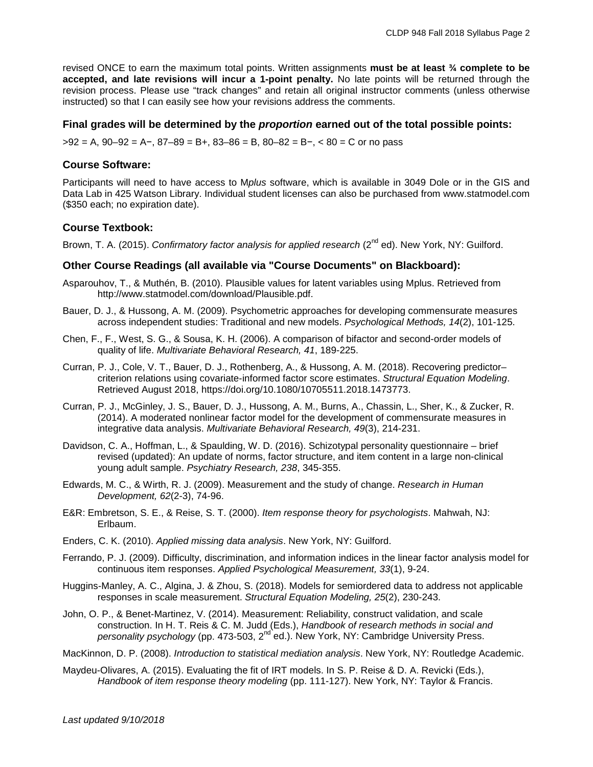revised ONCE to earn the maximum total points. Written assignments **must be at least ¾ complete to be accepted, and late revisions will incur a 1-point penalty.** No late points will be returned through the revision process. Please use "track changes" and retain all original instructor comments (unless otherwise instructed) so that I can easily see how your revisions address the comments.

### Final grades will be determined by the ***proportion*** earned out of the total possible points:

>92 = A, 90–92 = A−, 87–89 = B+, 83–86 = B, 80–82 = B−, < 80 = C or no pass

### Course Software:

Participants will need to have access to M*plus* software, which is available in 3049 Dole or in the GIS and Data Lab in 425 Watson Library. Individual student licenses can also be purchased from www.statmodel.com ($350 each; no expiration date).

### Course Textbook:

Brown, T. A. (2015). *Confirmatory factor analysis for applied research* (2nd ed). New York, NY: Guilford.

### Other Course Readings (all available via "Course Documents" on Blackboard):

Asparouhov, T., & Muthén, B. (2010). Plausible values for latent variables using Mplus. Retrieved from http://www.statmodel.com/download/Plausible.pdf.

Bauer, D. J., & Hussong, A. M. (2009). Psychometric approaches for developing commensurate measures across independent studies: Traditional and new models. *Psychological Methods, 14*(2), 101-125.

Chen, F., F., West, S. G., & Sousa, K. H. (2006). A comparison of bifactor and second-order models of quality of life. *Multivariate Behavioral Research, 41*, 189-225.

Curran, P. J., Cole, V. T., Bauer, D. J., Rothenberg, A., & Hussong, A. M. (2018). Recovering predictor–criterion relations using covariate-informed factor score estimates. *Structural Equation Modeling*. Retrieved August 2018, https://doi.org/10.1080/10705511.2018.1473773.

Curran, P. J., McGinley, J. S., Bauer, D. J., Hussong, A. M., Burns, A., Chassin, L., Sher, K., & Zucker, R. (2014). A moderated nonlinear factor model for the development of commensurate measures in integrative data analysis. *Multivariate Behavioral Research, 49*(3), 214-231.

Davidson, C. A., Hoffman, L., & Spaulding, W. D. (2016). Schizotypal personality questionnaire – brief revised (updated): An update of norms, factor structure, and item content in a large non-clinical young adult sample. *Psychiatry Research, 238*, 345-355.

Edwards, M. C., & Wirth, R. J. (2009). Measurement and the study of change. *Research in Human Development, 62*(2-3), 74-96.

E&R: Embretson, S. E., & Reise, S. T. (2000). *Item response theory for psychologists*. Mahwah, NJ: Erlbaum.

Enders, C. K. (2010). *Applied missing data analysis*. New York, NY: Guilford.

Ferrando, P. J. (2009). Difficulty, discrimination, and information indices in the linear factor analysis model for continuous item responses. *Applied Psychological Measurement, 33*(1), 9-24.

Huggins-Manley, A. C., Algina, J. & Zhou, S. (2018). Models for semiordered data to address not applicable responses in scale measurement. *Structural Equation Modeling, 25*(2), 230-243.

John, O. P., & Benet-Martinez, V. (2014). Measurement: Reliability, construct validation, and scale construction. In H. T. Reis & C. M. Judd (Eds.), *Handbook of research methods in social and personality psychology* (pp. 473-503, 2nd ed.). New York, NY: Cambridge University Press.

MacKinnon, D. P. (2008). *Introduction to statistical mediation analysis*. New York, NY: Routledge Academic.

Maydeu-Olivares, A. (2015). Evaluating the fit of IRT models. In S. P. Reise & D. A. Revicki (Eds.), *Handbook of item response theory modeling* (pp. 111-127). New York, NY: Taylor & Francis.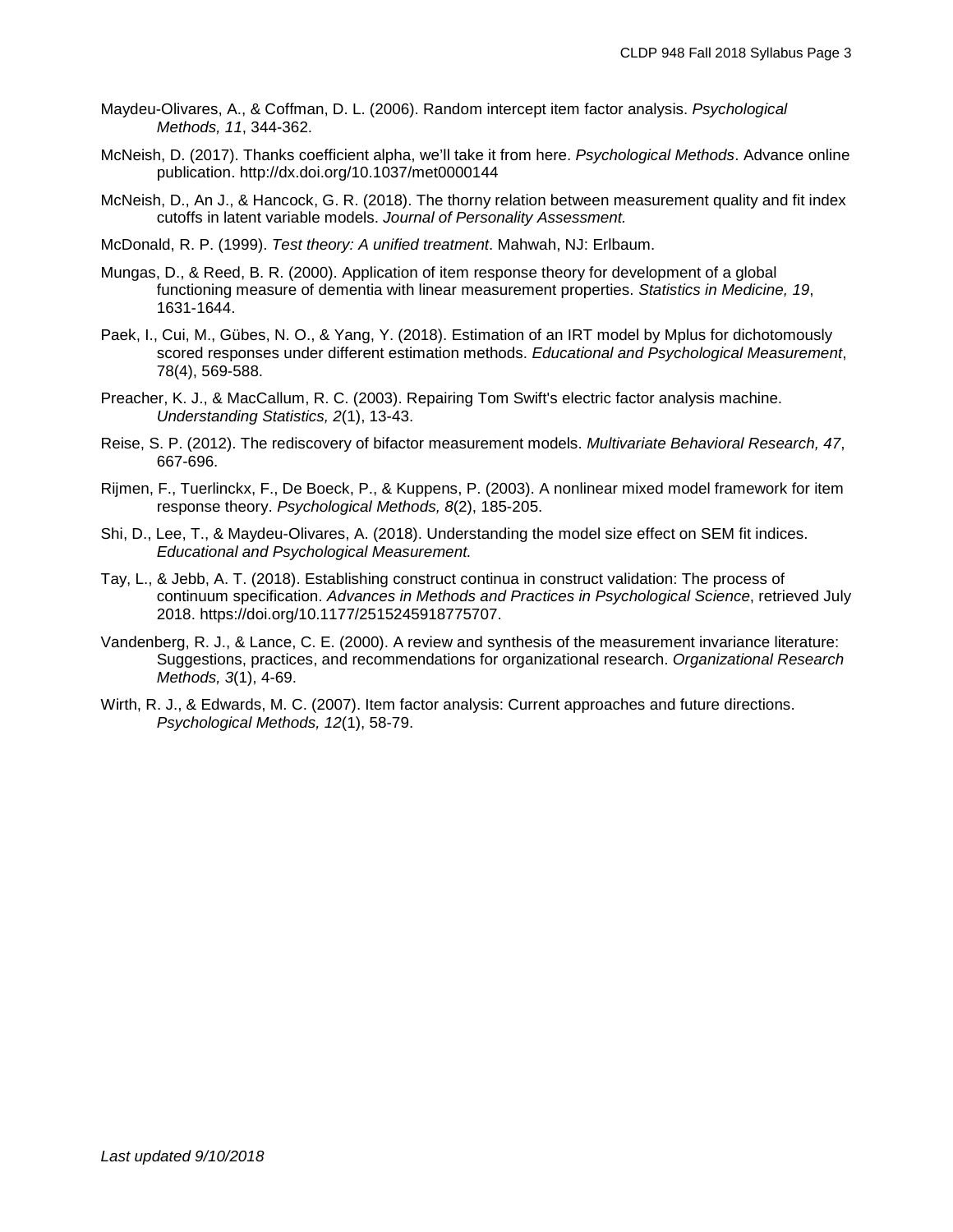Maydeu-Olivares, A., & Coffman, D. L. (2006). Random intercept item factor analysis. *Psychological Methods, 11*, 344-362.

McNeish, D. (2017). Thanks coefficient alpha, we'll take it from here. *Psychological Methods*. Advance online publication. http://dx.doi.org/10.1037/met0000144

McNeish, D., An J., & Hancock, G. R. (2018). The thorny relation between measurement quality and fit index cutoffs in latent variable models. *Journal of Personality Assessment.*

McDonald, R. P. (1999). *Test theory: A unified treatment*. Mahwah, NJ: Erlbaum.

Mungas, D., & Reed, B. R. (2000). Application of item response theory for development of a global functioning measure of dementia with linear measurement properties. *Statistics in Medicine, 19*, 1631-1644.

Paek, I., Cui, M., Gübes, N. O., & Yang, Y. (2018). Estimation of an IRT model by Mplus for dichotomously scored responses under different estimation methods. *Educational and Psychological Measurement*, 78(4), 569-588.

Preacher, K. J., & MacCallum, R. C. (2003). Repairing Tom Swift's electric factor analysis machine. *Understanding Statistics, 2*(1), 13-43.

Reise, S. P. (2012). The rediscovery of bifactor measurement models. *Multivariate Behavioral Research, 47*, 667-696.

Rijmen, F., Tuerlinckx, F., De Boeck, P., & Kuppens, P. (2003). A nonlinear mixed model framework for item response theory. *Psychological Methods, 8*(2), 185-205.

Shi, D., Lee, T., & Maydeu-Olivares, A. (2018). Understanding the model size effect on SEM fit indices. *Educational and Psychological Measurement.*

Tay, L., & Jebb, A. T. (2018). Establishing construct continua in construct validation: The process of continuum specification. *Advances in Methods and Practices in Psychological Science*, retrieved July 2018. https://doi.org/10.1177/2515245918775707.

Vandenberg, R. J., & Lance, C. E. (2000). A review and synthesis of the measurement invariance literature: Suggestions, practices, and recommendations for organizational research. *Organizational Research Methods, 3*(1), 4-69.

Wirth, R. J., & Edwards, M. C. (2007). Item factor analysis: Current approaches and future directions. *Psychological Methods, 12*(1), 58-79.

*Last updated 9/10/2018*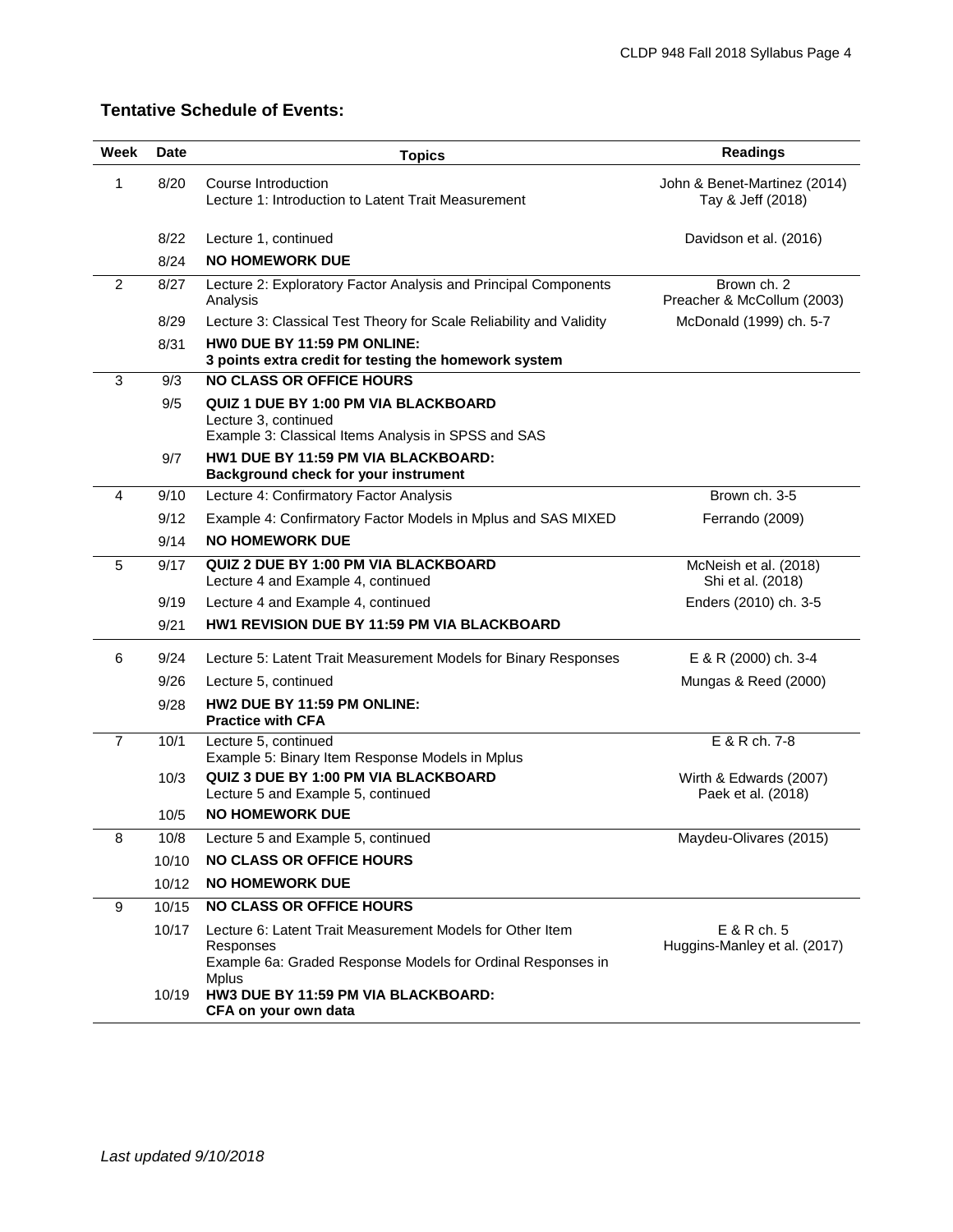## Tentative Schedule of Events:

| Week | Date | Topics | Readings |
|---|---|---|---|
| 1 | 8/20 | Course Introduction<br>Lecture 1: Introduction to Latent Trait Measurement | John & Benet-Martinez (2014)<br>Tay & Jeff (2018) |
| | 8/22 | Lecture 1, continued | Davidson et al. (2016) |
| | 8/24 | **NO HOMEWORK DUE** | |
| 2 | 8/27 | Lecture 2: Exploratory Factor Analysis and Principal Components Analysis | Brown ch. 2<br>Preacher & McCollum (2003) |
| | 8/29 | Lecture 3: Classical Test Theory for Scale Reliability and Validity | McDonald (1999) ch. 5-7 |
| | 8/31 | **HW0 DUE BY 11:59 PM ONLINE:**<br>**3 points extra credit for testing the homework system** | |
| 3 | 9/3 | **NO CLASS OR OFFICE HOURS** | |
| | 9/5 | **QUIZ 1 DUE BY 1:00 PM VIA BLACKBOARD**<br>Lecture 3, continued<br>Example 3: Classical Items Analysis in SPSS and SAS | |
| | 9/7 | **HW1 DUE BY 11:59 PM VIA BLACKBOARD:**<br>**Background check for your instrument** | |
| 4 | 9/10 | Lecture 4: Confirmatory Factor Analysis | Brown ch. 3-5 |
| | 9/12 | Example 4: Confirmatory Factor Models in Mplus and SAS MIXED | Ferrando (2009) |
| | 9/14 | **NO HOMEWORK DUE** | |
| 5 | 9/17 | **QUIZ 2 DUE BY 1:00 PM VIA BLACKBOARD**<br>Lecture 4 and Example 4, continued | McNeish et al. (2018)<br>Shi et al. (2018) |
| | 9/19 | Lecture 4 and Example 4, continued | Enders (2010) ch. 3-5 |
| | 9/21 | **HW1 REVISION DUE BY 11:59 PM VIA BLACKBOARD** | |
| 6 | 9/24 | Lecture 5: Latent Trait Measurement Models for Binary Responses | E & R (2000) ch. 3-4 |
| | 9/26 | Lecture 5, continued | Mungas & Reed (2000) |
| | 9/28 | **HW2 DUE BY 11:59 PM ONLINE:**<br>**Practice with CFA** | |
| 7 | 10/1 | Lecture 5, continued<br>Example 5: Binary Item Response Models in Mplus | E & R ch. 7-8 |
| | 10/3 | **QUIZ 3 DUE BY 1:00 PM VIA BLACKBOARD**<br>Lecture 5 and Example 5, continued | Wirth & Edwards (2007)<br>Paek et al. (2018) |
| | 10/5 | **NO HOMEWORK DUE** | |
| 8 | 10/8 | Lecture 5 and Example 5, continued | Maydeu-Olivares (2015) |
| | 10/10 | **NO CLASS OR OFFICE HOURS** | |
| | 10/12 | **NO HOMEWORK DUE** | |
| 9 | 10/15 | **NO CLASS OR OFFICE HOURS** | |
| | 10/17 | Lecture 6: Latent Trait Measurement Models for Other Item Responses<br>Example 6a: Graded Response Models for Ordinal Responses in Mplus | E & R ch. 5<br>Huggins-Manley et al. (2017) |
| | 10/19 | **HW3 DUE BY 11:59 PM VIA BLACKBOARD:**<br>**CFA on your own data** | |

*Last updated 9/10/2018*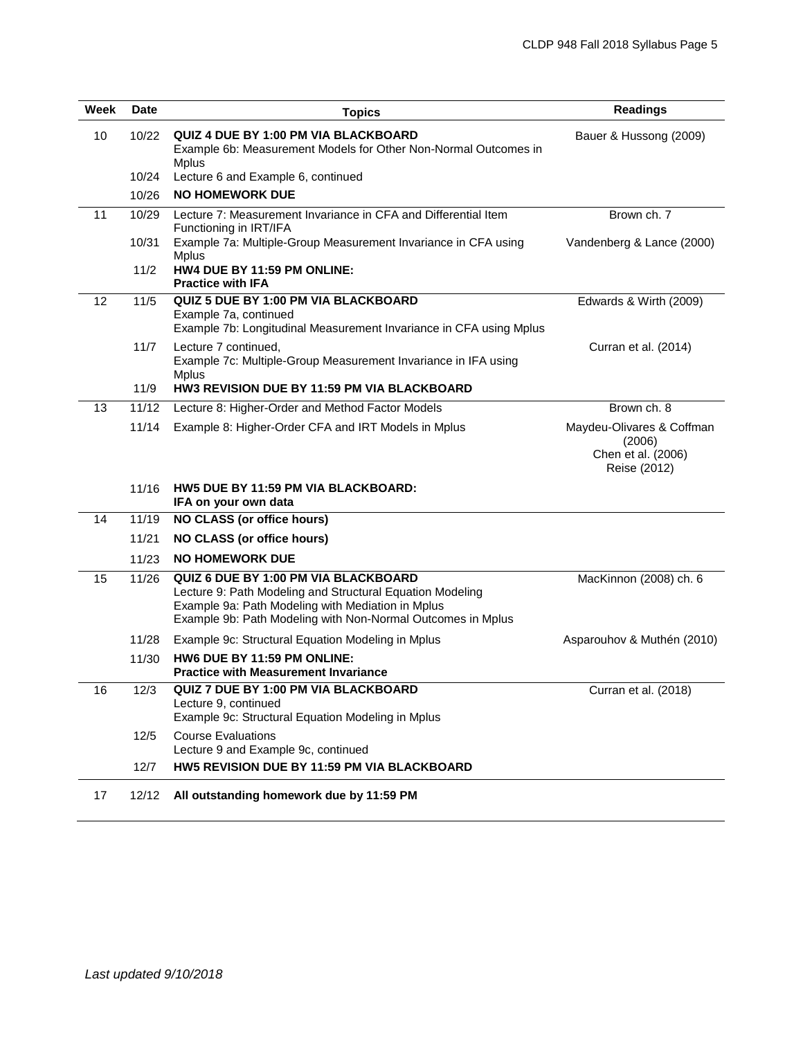| Week | Date | Topics | Readings |
|---|---|---|---|
| 10 | 10/22 | **QUIZ 4 DUE BY 1:00 PM VIA BLACKBOARD**<br>Example 6b: Measurement Models for Other Non-Normal Outcomes in Mplus | Bauer & Hussong (2009) |
| | 10/24 | Lecture 6 and Example 6, continued | |
| | 10/26 | **NO HOMEWORK DUE** | |
| 11 | 10/29 | Lecture 7: Measurement Invariance in CFA and Differential Item Functioning in IRT/IFA | Brown ch. 7 |
| | 10/31 | Example 7a: Multiple-Group Measurement Invariance in CFA using Mplus | Vandenberg & Lance (2000) |
| | 11/2 | **HW4 DUE BY 11:59 PM ONLINE:**<br>**Practice with IFA** | |
| 12 | 11/5 | **QUIZ 5 DUE BY 1:00 PM VIA BLACKBOARD**<br>Example 7a, continued<br>Example 7b: Longitudinal Measurement Invariance in CFA using Mplus | Edwards & Wirth (2009) |
| | 11/7 | Lecture 7 continued,<br>Example 7c: Multiple-Group Measurement Invariance in IFA using Mplus | Curran et al. (2014) |
| | 11/9 | **HW3 REVISION DUE BY 11:59 PM VIA BLACKBOARD** | |
| 13 | 11/12 | Lecture 8: Higher-Order and Method Factor Models | Brown ch. 8 |
| | 11/14 | Example 8: Higher-Order CFA and IRT Models in Mplus | Maydeu-Olivares & Coffman (2006)<br>Chen et al. (2006)<br>Reise (2012) |
| | 11/16 | **HW5 DUE BY 11:59 PM VIA BLACKBOARD:**<br>**IFA on your own data** | |
| 14 | 11/19 | **NO CLASS (or office hours)** | |
| | 11/21 | **NO CLASS (or office hours)** | |
| | 11/23 | **NO HOMEWORK DUE** | |
| 15 | 11/26 | **QUIZ 6 DUE BY 1:00 PM VIA BLACKBOARD**<br>Lecture 9: Path Modeling and Structural Equation Modeling<br>Example 9a: Path Modeling with Mediation in Mplus<br>Example 9b: Path Modeling with Non-Normal Outcomes in Mplus | MacKinnon (2008) ch. 6 |
| | 11/28 | Example 9c: Structural Equation Modeling in Mplus | Asparouhov & Muthén (2010) |
| | 11/30 | **HW6 DUE BY 11:59 PM ONLINE:**<br>**Practice with Measurement Invariance** | |
| 16 | 12/3 | **QUIZ 7 DUE BY 1:00 PM VIA BLACKBOARD**<br>Lecture 9, continued<br>Example 9c: Structural Equation Modeling in Mplus | Curran et al. (2018) |
| | 12/5 | Course Evaluations<br>Lecture 9 and Example 9c, continued | |
| | 12/7 | **HW5 REVISION DUE BY 11:59 PM VIA BLACKBOARD** | |
| 17 | 12/12 | **All outstanding homework due by 11:59 PM** | |

*Last updated 9/10/2018*